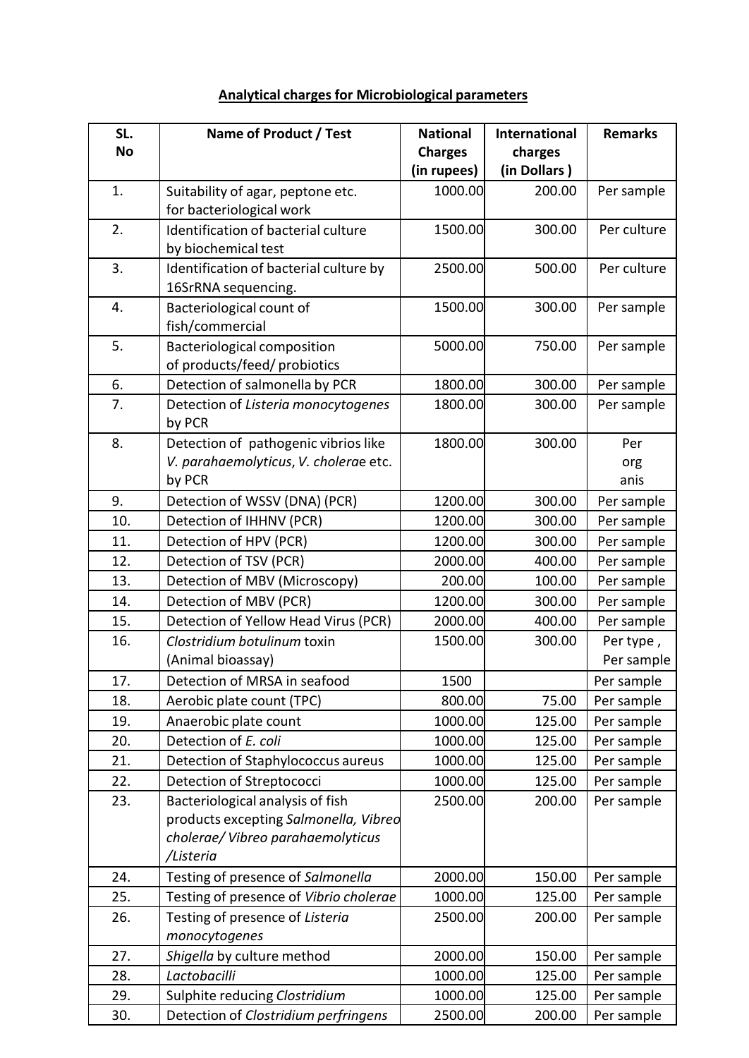## Analytical charges for Microbiological parameters

| SL. No | Name of Product / Test | National Charges (in rupees) | International charges (in Dollars ) | Remarks |
|---|---|---|---|---|
| 1. | Suitability of agar, peptone etc. for bacteriological work | 1000.00 | 200.00 | Per sample |
| 2. | Identification of bacterial culture by biochemical test | 1500.00 | 300.00 | Per culture |
| 3. | Identification of bacterial culture by 16SrRNA sequencing. | 2500.00 | 500.00 | Per culture |
| 4. | Bacteriological count of fish/commercial | 1500.00 | 300.00 | Per sample |
| 5. | Bacteriological composition of products/feed/ probiotics | 5000.00 | 750.00 | Per sample |
| 6. | Detection of salmonella by PCR | 1800.00 | 300.00 | Per sample |
| 7. | Detection of *Listeria monocytogenes* by PCR | 1800.00 | 300.00 | Per sample |
| 8. | Detection of pathogenic vibrios like *V. parahaemolyticus*, *V. cholera*e etc. by PCR | 1800.00 | 300.00 | Per org anis |
| 9. | Detection of WSSV (DNA) (PCR) | 1200.00 | 300.00 | Per sample |
| 10. | Detection of IHHNV (PCR) | 1200.00 | 300.00 | Per sample |
| 11. | Detection of HPV (PCR) | 1200.00 | 300.00 | Per sample |
| 12. | Detection of TSV (PCR) | 2000.00 | 400.00 | Per sample |
| 13. | Detection of MBV (Microscopy) | 200.00 | 100.00 | Per sample |
| 14. | Detection of MBV (PCR) | 1200.00 | 300.00 | Per sample |
| 15. | Detection of Yellow Head Virus (PCR) | 2000.00 | 400.00 | Per sample |
| 16. | *Clostridium botulinum* toxin (Animal bioassay) | 1500.00 | 300.00 | Per type , Per sample |
| 17. | Detection of MRSA in seafood | 1500 | | Per sample |
| 18. | Aerobic plate count (TPC) | 800.00 | 75.00 | Per sample |
| 19. | Anaerobic plate count | 1000.00 | 125.00 | Per sample |
| 20. | Detection of *E. coli* | 1000.00 | 125.00 | Per sample |
| 21. | Detection of Staphylococcus aureus | 1000.00 | 125.00 | Per sample |
| 22. | Detection of Streptococci | 1000.00 | 125.00 | Per sample |
| 23. | Bacteriological analysis of fish products excepting *Salmonella, Vibreo cholerae/ Vibreo parahaemolyticus /Listeria* | 2500.00 | 200.00 | Per sample |
| 24. | Testing of presence of *Salmonella* | 2000.00 | 150.00 | Per sample |
| 25. | Testing of presence of *Vibrio cholerae* | 1000.00 | 125.00 | Per sample |
| 26. | Testing of presence of *Listeria monocytogenes* | 2500.00 | 200.00 | Per sample |
| 27. | *Shigella* by culture method | 2000.00 | 150.00 | Per sample |
| 28. | *Lactobacilli* | 1000.00 | 125.00 | Per sample |
| 29. | Sulphite reducing *Clostridium* | 1000.00 | 125.00 | Per sample |
| 30. | Detection of *Clostridium perfringens* | 2500.00 | 200.00 | Per sample |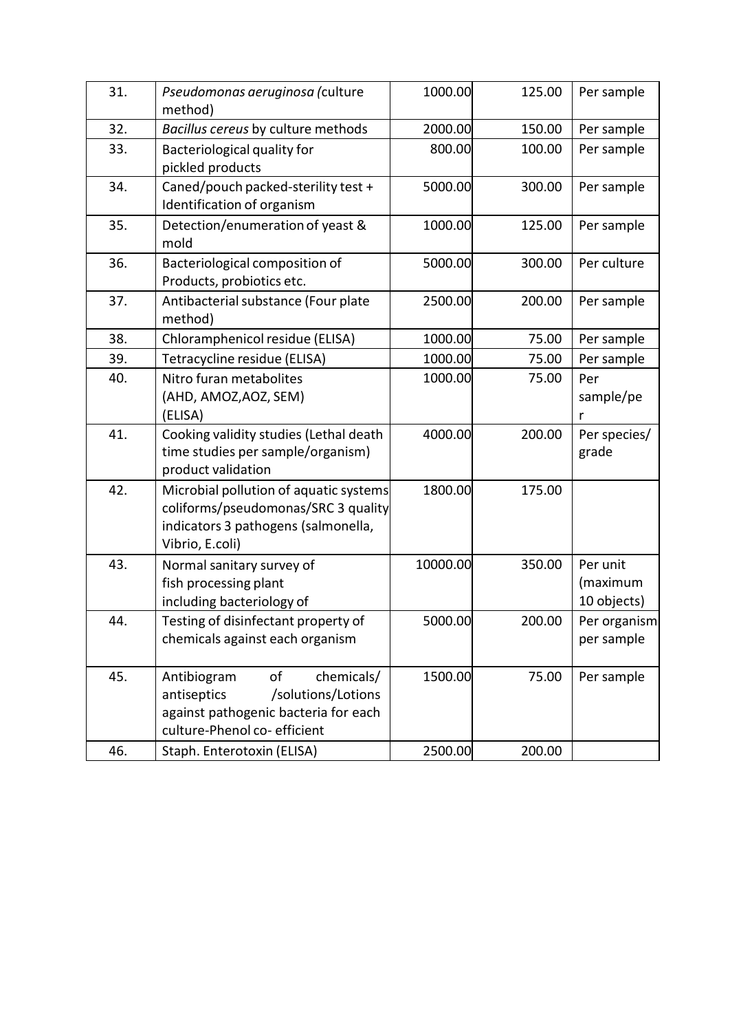| | | | | |
|---|---|---|---|---|
| 31. | *Pseudomonas aeruginosa (*culture method) | 1000.00 | 125.00 | Per sample |
| 32. | *Bacillus cereus* by culture methods | 2000.00 | 150.00 | Per sample |
| 33. | Bacteriological quality for pickled products | 800.00 | 100.00 | Per sample |
| 34. | Caned/pouch packed-sterility test + Identification of organism | 5000.00 | 300.00 | Per sample |
| 35. | Detection/enumeration of yeast & mold | 1000.00 | 125.00 | Per sample |
| 36. | Bacteriological composition of Products, probiotics etc. | 5000.00 | 300.00 | Per culture |
| 37. | Antibacterial substance (Four plate method) | 2500.00 | 200.00 | Per sample |
| 38. | Chloramphenicol residue (ELISA) | 1000.00 | 75.00 | Per sample |
| 39. | Tetracycline residue (ELISA) | 1000.00 | 75.00 | Per sample |
| 40. | Nitro furan metabolites (AHD, AMOZ,AOZ, SEM) (ELISA) | 1000.00 | 75.00 | Per sample/per |
| 41. | Cooking validity studies (Lethal death time studies per sample/organism) product validation | 4000.00 | 200.00 | Per species/ grade |
| 42. | Microbial pollution of aquatic systems coliforms/pseudomonas/SRC 3 quality indicators 3 pathogens (salmonella, Vibrio, E.coli) | 1800.00 | 175.00 | |
| 43. | Normal sanitary survey of fish processing plant including bacteriology of | 10000.00 | 350.00 | Per unit (maximum 10 objects) |
| 44. | Testing of disinfectant property of chemicals against each organism | 5000.00 | 200.00 | Per organism per sample |
| 45. | Antibiogram of chemicals/ antiseptics /solutions/Lotions against pathogenic bacteria for each culture-Phenol co- efficient | 1500.00 | 75.00 | Per sample |
| 46. | Staph. Enterotoxin (ELISA) | 2500.00 | 200.00 | |